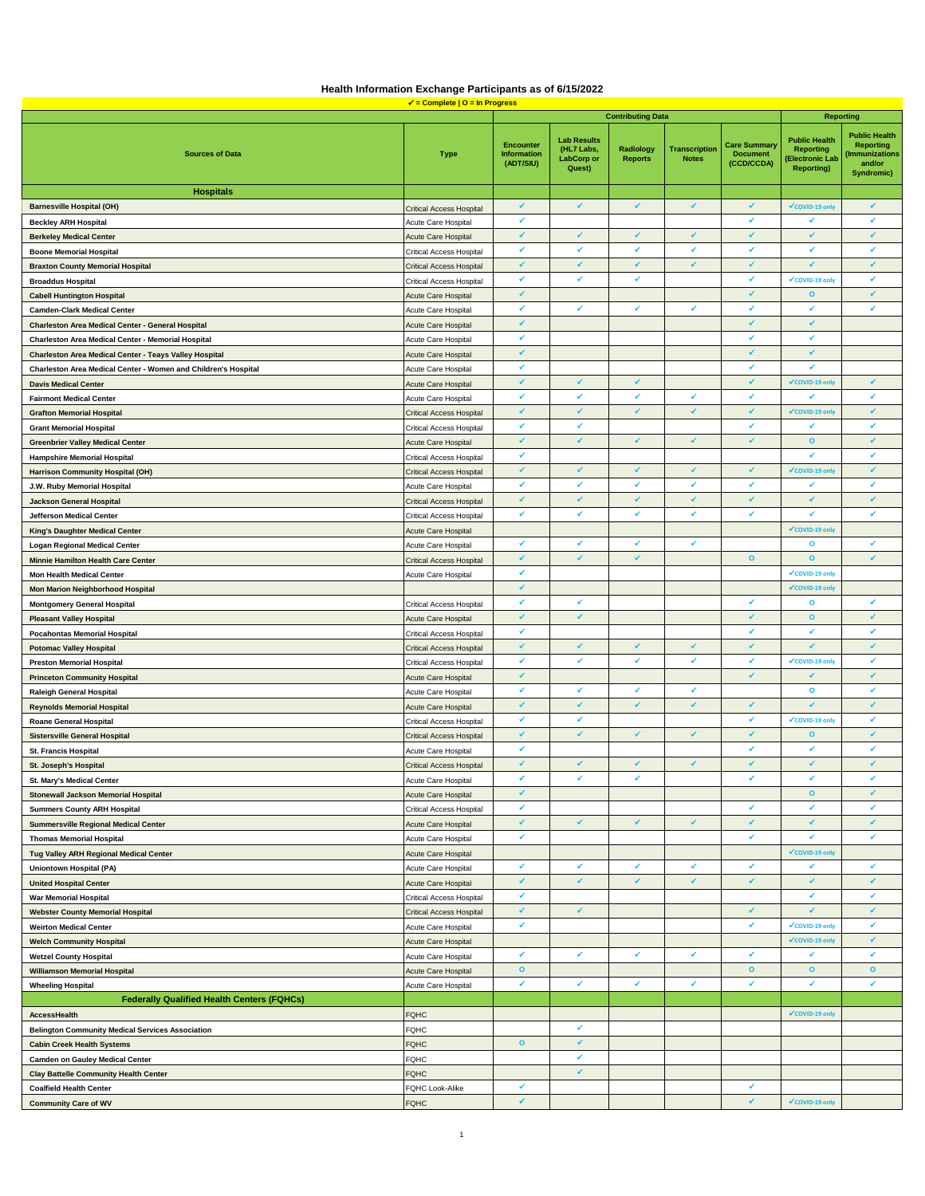## Health Information Exchange Participants as of 6/15/2022

✓ = Complete | O = In Progress

| Sources of Data | Type | Contributing Data | | | | | Reporting | |
|---|---|---|---|---|---|---|---|---|
| | | Encounter Information (ADT/SIU) | Lab Results (HL7 Labs, LabCorp or Quest) | Radiology Reports | Transcription Notes | Care Summary Document (CCD/CCDA) | Public Health Reporting (Electronic Lab Reporting) | Public Health Reporting (Immunizations and/or Syndromic) |
| **Hospitals** | | | | | | | | |
| Barnesville Hospital (OH) | Critical Access Hospital | ✓ | ✓ | ✓ | ✓ | ✓ | ✓COVID-19 only | ✓ |
| Beckley ARH Hospital | Acute Care Hospital | ✓ | | | | ✓ | ✓ | ✓ |
| Berkeley Medical Center | Acute Care Hospital | ✓ | ✓ | ✓ | ✓ | ✓ | ✓ | ✓ |
| Boone Memorial Hospital | Critical Access Hospital | ✓ | ✓ | ✓ | ✓ | ✓ | ✓ | ✓ |
| Braxton County Memorial Hospital | Critical Access Hospital | ✓ | ✓ | ✓ | ✓ | ✓ | ✓ | ✓ |
| Broaddus Hospital | Critical Access Hospital | ✓ | ✓ | ✓ | | ✓ | ✓COVID-19 only | ✓ |
| Cabell Huntington Hospital | Acute Care Hospital | ✓ | | | | ✓ | O | ✓ |
| Camden-Clark Medical Center | Acute Care Hospital | ✓ | ✓ | ✓ | ✓ | ✓ | ✓ | ✓ |
| Charleston Area Medical Center - General Hospital | Acute Care Hospital | ✓ | | | | ✓ | ✓ | |
| Charleston Area Medical Center - Memorial Hospital | Acute Care Hospital | ✓ | | | | ✓ | ✓ | |
| Charleston Area Medical Center - Teays Valley Hospital | Acute Care Hospital | ✓ | | | | ✓ | ✓ | |
| Charleston Area Medical Center - Women and Children's Hospital | Acute Care Hospital | ✓ | | | | ✓ | ✓ | |
| Davis Medical Center | Acute Care Hospital | ✓ | ✓ | ✓ | | ✓ | ✓COVID-19 only | ✓ |
| Fairmont Medical Center | Acute Care Hospital | ✓ | ✓ | ✓ | ✓ | ✓ | ✓ | ✓ |
| Grafton Memorial Hospital | Critical Access Hospital | ✓ | ✓ | ✓ | ✓ | ✓ | ✓COVID-19 only | ✓ |
| Grant Memorial Hospital | Critical Access Hospital | ✓ | ✓ | | | ✓ | ✓ | ✓ |
| Greenbrier Valley Medical Center | Acute Care Hospital | ✓ | ✓ | ✓ | ✓ | ✓ | O | ✓ |
| Hampshire Memorial Hospital | Critical Access Hospital | ✓ | | | | | ✓ | ✓ |
| Harrison Community Hospital (OH) | Critical Access Hospital | ✓ | ✓ | ✓ | ✓ | ✓ | ✓COVID-19 only | ✓ |
| J.W. Ruby Memorial Hospital | Acute Care Hospital | ✓ | ✓ | ✓ | ✓ | ✓ | ✓ | ✓ |
| Jackson General Hospital | Critical Access Hospital | ✓ | ✓ | ✓ | ✓ | ✓ | ✓ | ✓ |
| Jefferson Medical Center | Critical Access Hospital | ✓ | ✓ | ✓ | ✓ | ✓ | ✓ | ✓ |
| King's Daughter Medical Center | Acute Care Hospital | | | | | | ✓COVID-19 only | |
| Logan Regional Medical Center | Acute Care Hospital | ✓ | ✓ | ✓ | ✓ | | O | ✓ |
| Minnie Hamilton Health Care Center | Critical Access Hospital | ✓ | ✓ | ✓ | | O | O | ✓ |
| Mon Health Medical Center | Acute Care Hospital | ✓ | | | | | ✓COVID-19 only | |
| Mon Marion Neighborhood Hospital | | ✓ | | | | | ✓COVID-19 only | |
| Montgomery General Hospital | Critical Access Hospital | ✓ | ✓ | | | ✓ | O | ✓ |
| Pleasant Valley Hospital | Acute Care Hospital | ✓ | ✓ | | | ✓ | O | ✓ |
| Pocahontas Memorial Hospital | Critical Access Hospital | ✓ | | | | ✓ | ✓ | ✓ |
| Potomac Valley Hospital | Critical Access Hospital | ✓ | ✓ | ✓ | ✓ | ✓ | ✓ | ✓ |
| Preston Memorial Hospital | Critical Access Hospital | ✓ | ✓ | ✓ | ✓ | ✓ | ✓COVID-19 only | ✓ |
| Princeton Community Hospital | Acute Care Hospital | ✓ | | | | ✓ | ✓ | ✓ |
| Raleigh General Hospital | Acute Care Hospital | ✓ | ✓ | ✓ | ✓ | | O | ✓ |
| Reynolds Memorial Hospital | Acute Care Hospital | ✓ | ✓ | ✓ | ✓ | ✓ | ✓ | ✓ |
| Roane General Hospital | Critical Access Hospital | ✓ | ✓ | | | ✓ | ✓COVID-19 only | ✓ |
| Sistersville General Hospital | Critical Access Hospital | ✓ | ✓ | ✓ | ✓ | ✓ | O | ✓ |
| St. Francis Hospital | Acute Care Hospital | ✓ | | | | ✓ | ✓ | ✓ |
| St. Joseph's Hospital | Critical Access Hospital | ✓ | ✓ | ✓ | ✓ | ✓ | ✓ | ✓ |
| St. Mary's Medical Center | Acute Care Hospital | ✓ | ✓ | ✓ | | ✓ | ✓ | ✓ |
| Stonewall Jackson Memorial Hospital | Acute Care Hospital | ✓ | | | | | O | ✓ |
| Summers County ARH Hospital | Critical Access Hospital | ✓ | | | | ✓ | ✓ | ✓ |
| Summersville Regional Medical Center | Acute Care Hospital | ✓ | ✓ | ✓ | ✓ | ✓ | ✓ | ✓ |
| Thomas Memorial Hospital | Acute Care Hospital | ✓ | | | | ✓ | ✓ | ✓ |
| Tug Valley ARH Regional Medical Center | Acute Care Hospital | | | | | | ✓COVID-19 only | |
| Uniontown Hospital (PA) | Acute Care Hospital | ✓ | ✓ | ✓ | ✓ | ✓ | ✓ | ✓ |
| United Hospital Center | Acute Care Hospital | ✓ | ✓ | ✓ | ✓ | ✓ | ✓ | ✓ |
| War Memorial Hospital | Critical Access Hospital | ✓ | | | | | ✓ | ✓ |
| Webster County Memorial Hospital | Critical Access Hospital | ✓ | ✓ | | | ✓ | ✓ | ✓ |
| Weirton Medical Center | Acute Care Hospital | ✓ | | | | ✓ | ✓COVID-19 only | ✓ |
| Welch Community Hospital | Acute Care Hospital | | | | | | ✓COVID-19 only | ✓ |
| Wetzel County Hospital | Acute Care Hospital | ✓ | ✓ | ✓ | ✓ | ✓ | ✓ | ✓ |
| Williamson Memorial Hospital | Acute Care Hospital | O | | | | O | O | O |
| Wheeling Hospital | Acute Care Hospital | ✓ | ✓ | ✓ | ✓ | ✓ | ✓ | ✓ |
| **Federally Qualified Health Centers (FQHCs)** | | | | | | | | |
| AccessHealth | FQHC | | | | | | ✓COVID-19 only | |
| Belington Community Medical Services Association | FQHC | | ✓ | | | | | |
| Cabin Creek Health Systems | FQHC | O | ✓ | | | | | |
| Camden on Gauley Medical Center | FQHC | | ✓ | | | | | |
| Clay Battelle Community Health Center | FQHC | | ✓ | | | | | |
| Coalfield Health Center | FQHC Look-Alike | ✓ | | | | ✓ | | |
| Community Care of WV | FQHC | ✓ | | | | ✓ | ✓COVID-19 only | |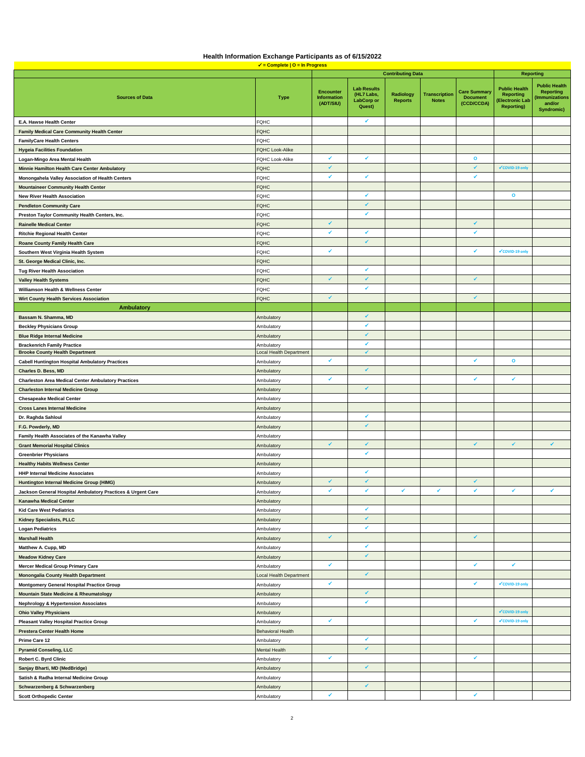# Health Information Exchange Participants as of 6/15/2022

✓ = Complete | O = In Progress

| Sources of Data | Type | Contributing Data | | | | | Reporting | |
|---|---|---|---|---|---|---|---|---|
| | | Encounter Information (ADT/SIU) | Lab Results (HL7 Labs, LabCorp or Quest) | Radiology Reports | Transcription Notes | Care Summary Document (CCD/CCDA) | Public Health Reporting (Electronic Lab Reporting) | Public Health Reporting (Immunizations and/or Syndromic) |
| E.A. Hawse Health Center | FQHC | | ✓ | | | | | |
| Family Medical Care Community Health Center | FQHC | | | | | | | |
| FamilyCare Health Centers | FQHC | | | | | | | |
| Hygeia Facilities Foundation | FQHC Look-Alike | | | | | | | |
| Logan-Mingo Area Mental Health | FQHC Look-Alike | ✓ | ✓ | | | O | | |
| Minnie Hamilton Health Care Center Ambulatory | FQHC | ✓ | | | | ✓ | ✓COVID-19 only | |
| Monongahela Valley Association of Health Centers | FQHC | ✓ | ✓ | | | ✓ | | |
| Mountaineer Community Health Center | FQHC | | | | | | | |
| New River Health Association | FQHC | | ✓ | | | | O | |
| Pendleton Community Care | FQHC | | ✓ | | | | | |
| Preston Taylor Community Health Centers, Inc. | FQHC | | ✓ | | | | | |
| Rainelle Medical Center | FQHC | ✓ | | | | ✓ | | |
| Ritchie Regional Health Center | FQHC | ✓ | ✓ | | | ✓ | | |
| Roane County Family Health Care | FQHC | | ✓ | | | | | |
| Southern West Virginia Health System | FQHC | ✓ | | | | ✓ | ✓COVID-19 only | |
| St. George Medical Clinic, Inc. | FQHC | | | | | | | |
| Tug River Health Association | FQHC | | ✓ | | | | | |
| Valley Health Systems | FQHC | ✓ | ✓ | | | ✓ | | |
| Williamson Health & Wellness Center | FQHC | | ✓ | | | | | |
| Wirt County Health Services Association | FQHC | ✓ | | | | ✓ | | |
| **Ambulatory** | | | | | | | | |
| Bassam N. Shamma, MD | Ambulatory | | ✓ | | | | | |
| Beckley Physicians Group | Ambulatory | | ✓ | | | | | |
| Blue Ridge Internal Medicine | Ambulatory | | ✓ | | | | | |
| Brackenrich Family Practice | Ambulatory | | ✓ | | | | | |
| Brooke County Health Department | Local Health Department | | ✓ | | | | | |
| Cabell Huntington Hospital Ambulatory Practices | Ambulatory | ✓ | | | | ✓ | O | |
| Charles D. Bess, MD | Ambulatory | | ✓ | | | | | |
| Charleston Area Medical Center Ambulatory Practices | Ambulatory | ✓ | | | | ✓ | ✓ | |
| Charleston Internal Medicine Group | Ambulatory | | ✓ | | | | | |
| Chesapeake Medical Center | Ambulatory | | | | | | | |
| Cross Lanes Internal Medicine | Ambulatory | | | | | | | |
| Dr. Raghda Sahloul | Ambulatory | | ✓ | | | | | |
| F.G. Powderly, MD | Ambulatory | | ✓ | | | | | |
| Family Health Associates of the Kanawha Valley | Ambulatory | | | | | | | |
| Grant Memorial Hospital Clinics | Ambulatory | ✓ | ✓ | | | ✓ | ✓ | ✓ |
| Greenbrier Physicians | Ambulatory | | ✓ | | | | | |
| Healthy Habits Wellness Center | Ambulatory | | | | | | | |
| HHP Internal Medicine Associates | Ambulatory | | ✓ | | | | | |
| Huntington Internal Medicine Group (HIMG) | Ambulatory | ✓ | ✓ | | | ✓ | | |
| Jackson General Hospital Ambulatory Practices & Urgent Care | Ambulatory | ✓ | ✓ | ✓ | ✓ | ✓ | ✓ | ✓ |
| Kanawha Medical Center | Ambulatory | | | | | | | |
| Kid Care West Pediatrics | Ambulatory | | ✓ | | | | | |
| Kidney Specialists, PLLC | Ambulatory | | ✓ | | | | | |
| Logan Pediatrics | Ambulatory | | ✓ | | | | | |
| Marshall Health | Ambulatory | ✓ | | | | ✓ | | |
| Matthew A. Cupp, MD | Ambulatory | | ✓ | | | | | |
| Meadow Kidney Care | Ambulatory | | ✓ | | | | | |
| Mercer Medical Group Primary Care | Ambulatory | ✓ | | | | ✓ | ✓ | |
| Monongalia County Health Department | Local Health Department | | ✓ | | | | | |
| Montgomery General Hospital Practice Group | Ambulatory | ✓ | | | | ✓ | ✓COVID-19 only | |
| Mountain State Medicine & Rheumatology | Ambulatory | | ✓ | | | | | |
| Nephrology & Hypertension Associates | Ambulatory | | ✓ | | | | | |
| Ohio Valley Physicians | Ambulatory | | | | | | ✓COVID-19 only | |
| Pleasant Valley Hospital Practice Group | Ambulatory | ✓ | | | | ✓ | ✓COVID-19 only | |
| Prestera Center Health Home | Behavioral Health | | | | | | | |
| Prime Care 12 | Ambulatory | | ✓ | | | | | |
| Pyramid Conseling, LLC | Mental Health | | ✓ | | | | | |
| Robert C. Byrd Clinic | Ambulatory | ✓ | | | | ✓ | | |
| Sanjay Bharti, MD (MedBridge) | Ambulatory | | ✓ | | | | | |
| Satish & Radha Internal Medicine Group | Ambulatory | | | | | | | |
| Schwarzenberg & Schwarzenberg | Ambulatory | | ✓ | | | | | |
| Scott Orthopedic Center | Ambulatory | ✓ | | | | ✓ | | |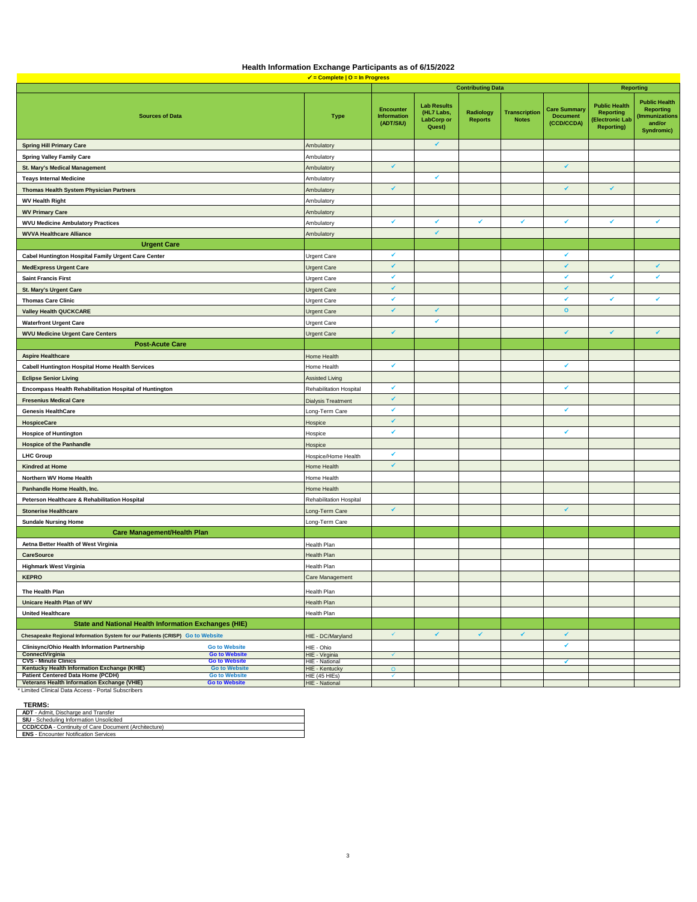# Health Information Exchange Participants as of 6/15/2022

✓ = Complete | O = In Progress

| Sources of Data | Type | Contributing Data | | | | | Reporting | |
|---|---|---|---|---|---|---|---|---|
| | | Encounter Information (ADT/SIU) | Lab Results (HL7 Labs, LabCorp or Quest) | Radiology Reports | Transcription Notes | Care Summary Document (CCD/CCDA) | Public Health Reporting (Electronic Lab Reporting) | Public Health Reporting (Immunizations and/or Syndromic) |
| Spring Hill Primary Care | Ambulatory | | ✓ | | | | | |
| Spring Valley Family Care | Ambulatory | | | | | | | |
| St. Mary's Medical Management | Ambulatory | ✓ | | | | ✓ | | |
| Teays Internal Medicine | Ambulatory | | ✓ | | | | | |
| Thomas Health System Physician Partners | Ambulatory | ✓ | | | | ✓ | ✓ | |
| WV Health Right | Ambulatory | | | | | | | |
| WV Primary Care | Ambulatory | | | | | | | |
| WVU Medicine Ambulatory Practices | Ambulatory | ✓ | ✓ | ✓ | ✓ | ✓ | ✓ | ✓ |
| WVVA Healthcare Alliance | Ambulatory | | ✓ | | | | | |
| **Urgent Care** | | | | | | | | |
| Cabel Huntington Hospital Family Urgent Care Center | Urgent Care | ✓ | | | | ✓ | | |
| MedExpress Urgent Care | Urgent Care | ✓ | | | | ✓ | | ✓ |
| Saint Francis First | Urgent Care | ✓ | | | | ✓ | ✓ | ✓ |
| St. Mary's Urgent Care | Urgent Care | ✓ | | | | ✓ | | |
| Thomas Care Clinic | Urgent Care | ✓ | | | | ✓ | ✓ | ✓ |
| Valley Health QUCKCARE | Urgent Care | ✓ | ✓ | | | O | | |
| Waterfront Urgent Care | Urgent Care | | ✓ | | | | | |
| WVU Medicine Urgent Care Centers | Urgent Care | ✓ | | | | ✓ | ✓ | ✓ |
| **Post-Acute Care** | | | | | | | | |
| Aspire Healthcare | Home Health | | | | | | | |
| Cabell Huntington Hospital Home Health Services | Home Health | ✓ | | | | ✓ | | |
| Eclipse Senior Living | Assisted Living | | | | | | | |
| Encompass Health Rehabilitation Hospital of Huntington | Rehabilitation Hospital | ✓ | | | | ✓ | | |
| Fresenius Medical Care | Dialysis Treatment | ✓ | | | | | | |
| Genesis HealthCare | Long-Term Care | ✓ | | | | ✓ | | |
| HospiceCare | Hospice | ✓ | | | | | | |
| Hospice of Huntington | Hospice | ✓ | | | | ✓ | | |
| Hospice of the Panhandle | Hospice | | | | | | | |
| LHC Group | Hospice/Home Health | ✓ | | | | | | |
| Kindred at Home | Home Health | ✓ | | | | | | |
| Northern WV Home Health | Home Health | | | | | | | |
| Panhandle Home Health, Inc. | Home Health | | | | | | | |
| Peterson Healthcare & Rehabilitation Hospital | Rehabilitation Hospital | | | | | | | |
| Stonerise Healthcare | Long-Term Care | ✓ | | | | ✓ | | |
| Sundale Nursing Home | Long-Term Care | | | | | | | |
| **Care Management/Health Plan** | | | | | | | | |
| Aetna Better Health of West Virginia | Health Plan | | | | | | | |
| CareSource | Health Plan | | | | | | | |
| Highmark West Virginia | Health Plan | | | | | | | |
| KEPRO | Care Management | | | | | | | |
| The Health Plan | Health Plan | | | | | | | |
| Unicare Health Plan of WV | Health Plan | | | | | | | |
| United Healthcare | Health Plan | | | | | | | |
| **State and National Health Information Exchanges (HIE)** | | | | | | | | |
| Chesapeake Regional Information System for our Patients (CRISP) Go to Website | HIE - DC/Maryland | ✓ | ✓ | ✓ | ✓ | ✓ | | |
| Clinisync/Ohio Health Information Partnership Go to Website | HIE - Ohio | | | | | ✓ | | |
| ConnectVirginia Go to Website | HIE - Virginia | ✓ | | | | | | |
| CVS - Minute Clinics Go to Website | HIE - National | | | | | ✓ | | |
| Kentucky Health Information Exchange (KHIE) Go to Website | HIE - Kentucky | O | | | | | | |
| Patient Centered Data Home (PCDH) Go to Website | HIE (45 HIEs) | ✓ | | | | | | |
| Veterans Health Information Exchange (VHIE) Go to Website | HIE - National | | | | | | | |

* Limited Clinical Data Access - Portal Subscribers

**TERMS:**

| |
|---|
| **ADT** - Admit, Discharge and Transfer |
| **SIU** - Scheduling Information Unsolicited |
| **CCD/CCDA** - Continuity of Care Document (Architecture) |
| **ENS** - Encounter Notification Services |